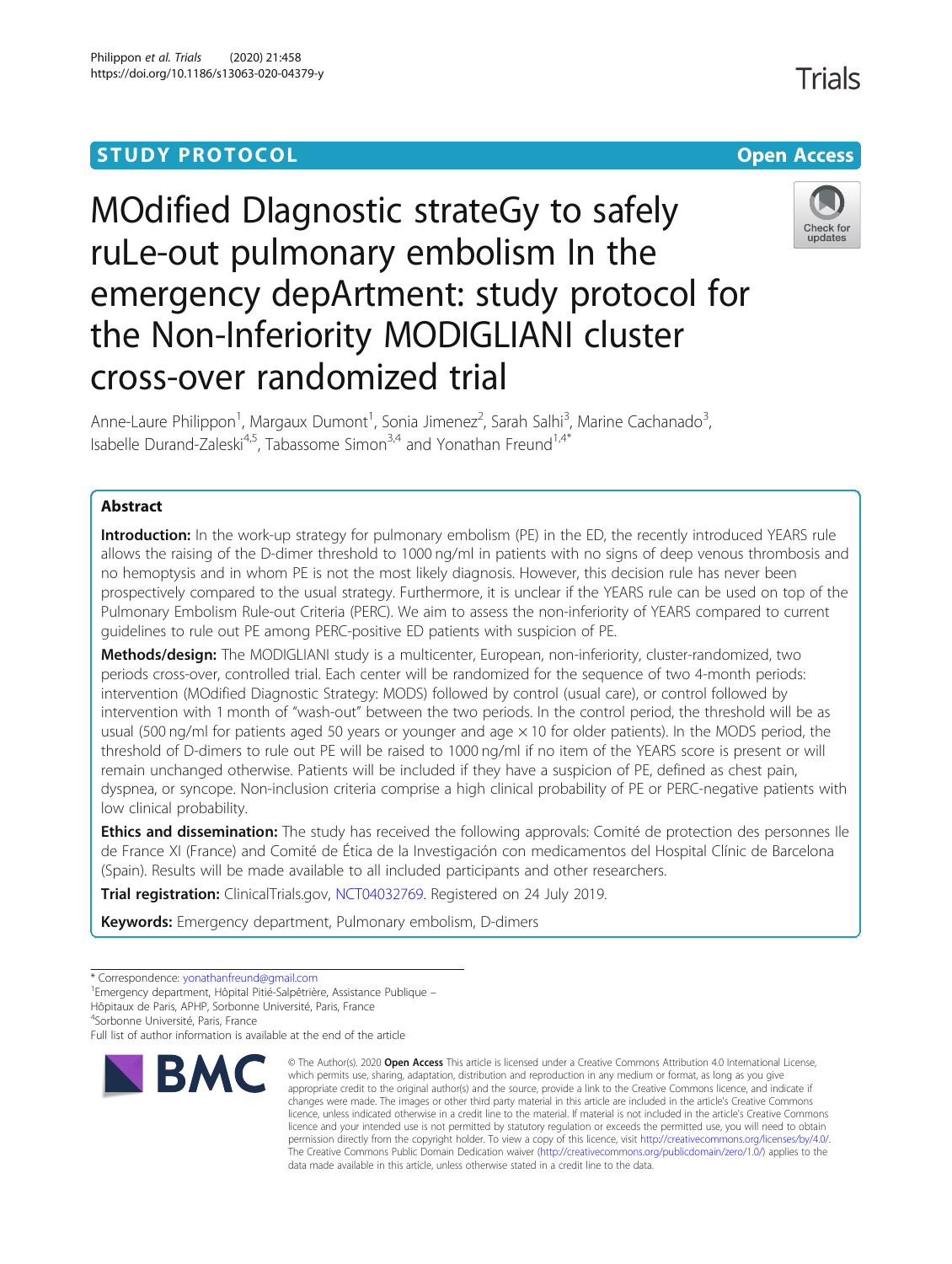STUDY PROTOCOL

Open Access

# MOdified DIagnostic strateGy to safely ruLe-out pulmonary embolism In the emergency depArtment: study protocol for the Non-Inferiority MODIGLIANI cluster cross-over randomized trial

Anne-Laure Philippon[1], Margaux Dumont[1], Sonia Jimenez[2], Sarah Salhi[3], Marine Cachanado[3], Isabelle Durand-Zaleski[4,5], Tabassome Simon[3,4] and Yonathan Freund[1,4*]

## Abstract

**Introduction:** In the work-up strategy for pulmonary embolism (PE) in the ED, the recently introduced YEARS rule allows the raising of the D-dimer threshold to 1000 ng/ml in patients with no signs of deep venous thrombosis and no hemoptysis and in whom PE is not the most likely diagnosis. However, this decision rule has never been prospectively compared to the usual strategy. Furthermore, it is unclear if the YEARS rule can be used on top of the Pulmonary Embolism Rule-out Criteria (PERC). We aim to assess the non-inferiority of YEARS compared to current guidelines to rule out PE among PERC-positive ED patients with suspicion of PE.

**Methods/design:** The MODIGLIANI study is a multicenter, European, non-inferiority, cluster-randomized, two periods cross-over, controlled trial. Each center will be randomized for the sequence of two 4-month periods: intervention (MOdified Diagnostic Strategy: MODS) followed by control (usual care), or control followed by intervention with 1 month of "wash-out" between the two periods. In the control period, the threshold will be as usual (500 ng/ml for patients aged 50 years or younger and age × 10 for older patients). In the MODS period, the threshold of D-dimers to rule out PE will be raised to 1000 ng/ml if no item of the YEARS score is present or will remain unchanged otherwise. Patients will be included if they have a suspicion of PE, defined as chest pain, dyspnea, or syncope. Non-inclusion criteria comprise a high clinical probability of PE or PERC-negative patients with low clinical probability.

**Ethics and dissemination:** The study has received the following approvals: Comité de protection des personnes Ile de France XI (France) and Comité de Ética de la Investigación con medicamentos del Hospital Clínic de Barcelona (Spain). Results will be made available to all included participants and other researchers.

**Trial registration:** ClinicalTrials.gov, NCT04032769. Registered on 24 July 2019.

**Keywords:** Emergency department, Pulmonary embolism, D-dimers

* Correspondence: yonathanfreund@gmail.com
[1]Emergency department, Hôpital Pitié-Salpêtrière, Assistance Publique – Hôpitaux de Paris, APHP, Sorbonne Université, Paris, France
[4]Sorbonne Université, Paris, France
Full list of author information is available at the end of the article

© The Author(s). 2020 **Open Access** This article is licensed under a Creative Commons Attribution 4.0 International License, which permits use, sharing, adaptation, distribution and reproduction in any medium or format, as long as you give appropriate credit to the original author(s) and the source, provide a link to the Creative Commons licence, and indicate if changes were made. The images or other third party material in this article are included in the article's Creative Commons licence, unless indicated otherwise in a credit line to the material. If material is not included in the article's Creative Commons licence and your intended use is not permitted by statutory regulation or exceeds the permitted use, you will need to obtain permission directly from the copyright holder. To view a copy of this licence, visit http://creativecommons.org/licenses/by/4.0/. The Creative Commons Public Domain Dedication waiver (http://creativecommons.org/publicdomain/zero/1.0/) applies to the data made available in this article, unless otherwise stated in a credit line to the data.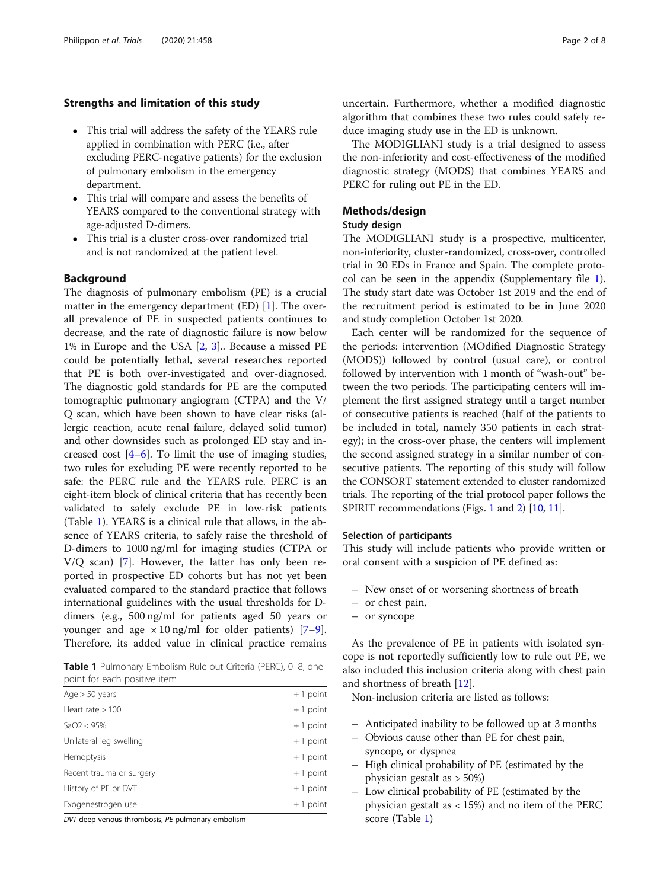## Strengths and limitation of this study

- This trial will address the safety of the YEARS rule applied in combination with PERC (i.e., after excluding PERC-negative patients) for the exclusion of pulmonary embolism in the emergency department.
- This trial will compare and assess the benefits of YEARS compared to the conventional strategy with age-adjusted D-dimers.
- This trial is a cluster cross-over randomized trial and is not randomized at the patient level.

## Background

The diagnosis of pulmonary embolism (PE) is a crucial matter in the emergency department (ED) [1]. The overall prevalence of PE in suspected patients continues to decrease, and the rate of diagnostic failure is now below 1% in Europe and the USA [2, 3].. Because a missed PE could be potentially lethal, several researches reported that PE is both over-investigated and over-diagnosed. The diagnostic gold standards for PE are the computed tomographic pulmonary angiogram (CTPA) and the V/Q scan, which have been shown to have clear risks (allergic reaction, acute renal failure, delayed solid tumor) and other downsides such as prolonged ED stay and increased cost [4–6]. To limit the use of imaging studies, two rules for excluding PE were recently reported to be safe: the PERC rule and the YEARS rule. PERC is an eight-item block of clinical criteria that has recently been validated to safely exclude PE in low-risk patients (Table 1). YEARS is a clinical rule that allows, in the absence of YEARS criteria, to safely raise the threshold of D-dimers to 1000 ng/ml for imaging studies (CTPA or V/Q scan) [7]. However, the latter has only been reported in prospective ED cohorts but has not yet been evaluated compared to the standard practice that follows international guidelines with the usual thresholds for D-dimers (e.g., 500 ng/ml for patients aged 50 years or younger and age × 10 ng/ml for older patients) [7–9]. Therefore, its added value in clinical practice remains uncertain. Furthermore, whether a modified diagnostic algorithm that combines these two rules could safely reduce imaging study use in the ED is unknown.

**Table 1** Pulmonary Embolism Rule out Criteria (PERC), 0–8, one point for each positive item

| | |
|---|---|
| Age > 50 years | + 1 point |
| Heart rate > 100 | + 1 point |
| SaO2 < 95% | + 1 point |
| Unilateral leg swelling | + 1 point |
| Hemoptysis | + 1 point |
| Recent trauma or surgery | + 1 point |
| History of PE or DVT | + 1 point |
| Exogenestrogen use | + 1 point |

*DVT* deep venous thrombosis, *PE* pulmonary embolism

The MODIGLIANI study is a trial designed to assess the non-inferiority and cost-effectiveness of the modified diagnostic strategy (MODS) that combines YEARS and PERC for ruling out PE in the ED.

## Methods/design

### Study design

The MODIGLIANI study is a prospective, multicenter, non-inferiority, cluster-randomized, cross-over, controlled trial in 20 EDs in France and Spain. The complete protocol can be seen in the appendix (Supplementary file 1). The study start date was October 1st 2019 and the end of the recruitment period is estimated to be in June 2020 and study completion October 1st 2020.

Each center will be randomized for the sequence of the periods: intervention (MOdified Diagnostic Strategy (MODS)) followed by control (usual care), or control followed by intervention with 1 month of "wash-out" between the two periods. The participating centers will implement the first assigned strategy until a target number of consecutive patients is reached (half of the patients to be included in total, namely 350 patients in each strategy); in the cross-over phase, the centers will implement the second assigned strategy in a similar number of consecutive patients. The reporting of this study will follow the CONSORT statement extended to cluster randomized trials. The reporting of the trial protocol paper follows the SPIRIT recommendations (Figs. 1 and 2) [10, 11].

### Selection of participants

This study will include patients who provide written or oral consent with a suspicion of PE defined as:

- New onset of or worsening shortness of breath
- or chest pain,
- or syncope

As the prevalence of PE in patients with isolated syncope is not reportedly sufficiently low to rule out PE, we also included this inclusion criteria along with chest pain and shortness of breath [12].

Non-inclusion criteria are listed as follows:

- Anticipated inability to be followed up at 3 months
- Obvious cause other than PE for chest pain, syncope, or dyspnea
- High clinical probability of PE (estimated by the physician gestalt as > 50%)
- Low clinical probability of PE (estimated by the physician gestalt as < 15%) and no item of the PERC score (Table 1)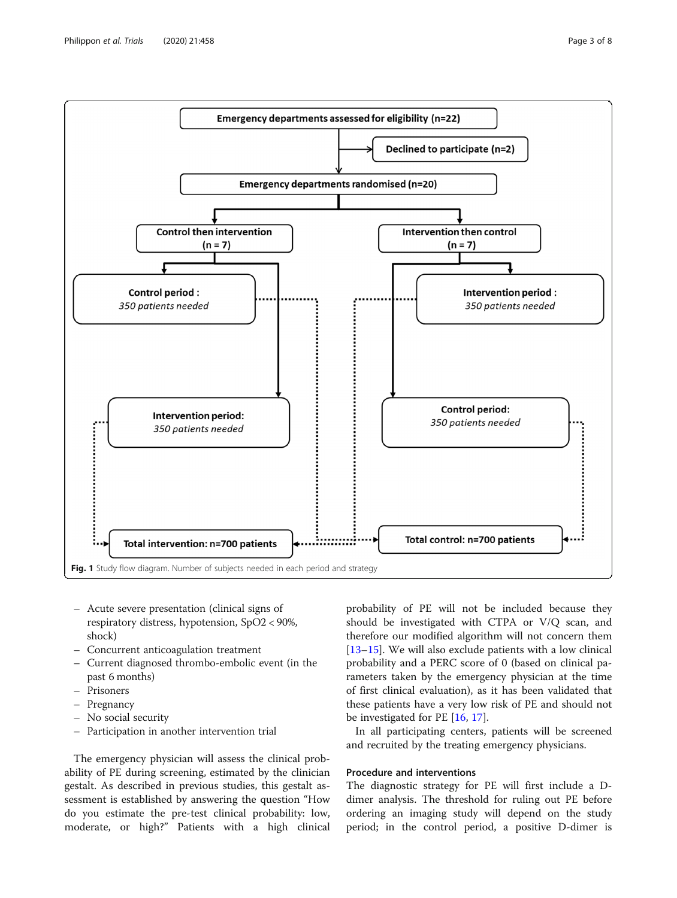Emergency departments assessed for eligibility (n=22)

Declined to participate (n=2)

Emergency departments randomised (n=20)

Control then intervention (n = 7)

Intervention then control (n = 7)

Control period : 350 patients needed

Intervention period : 350 patients needed

Intervention period: 350 patients needed

Control period: 350 patients needed

Total intervention: n=700 patients

Total control: n=700 patients

**Fig. 1** Study flow diagram. Number of subjects needed in each period and strategy

- Acute severe presentation (clinical signs of respiratory distress, hypotension, SpO2 < 90%, shock)
- Concurrent anticoagulation treatment
- Current diagnosed thrombo-embolic event (in the past 6 months)
- Prisoners
- Pregnancy
- No social security
- Participation in another intervention trial

The emergency physician will assess the clinical probability of PE during screening, estimated by the clinician gestalt. As described in previous studies, this gestalt assessment is established by answering the question "How do you estimate the pre-test clinical probability: low, moderate, or high?" Patients with a high clinical probability of PE will not be included because they should be investigated with CTPA or V/Q scan, and therefore our modified algorithm will not concern them [13–15]. We will also exclude patients with a low clinical probability and a PERC score of 0 (based on clinical parameters taken by the emergency physician at the time of first clinical evaluation), as it has been validated that these patients have a very low risk of PE and should not be investigated for PE [16, 17].

In all participating centers, patients will be screened and recruited by the treating emergency physicians.

### Procedure and interventions

The diagnostic strategy for PE will first include a D-dimer analysis. The threshold for ruling out PE before ordering an imaging study will depend on the study period; in the control period, a positive D-dimer is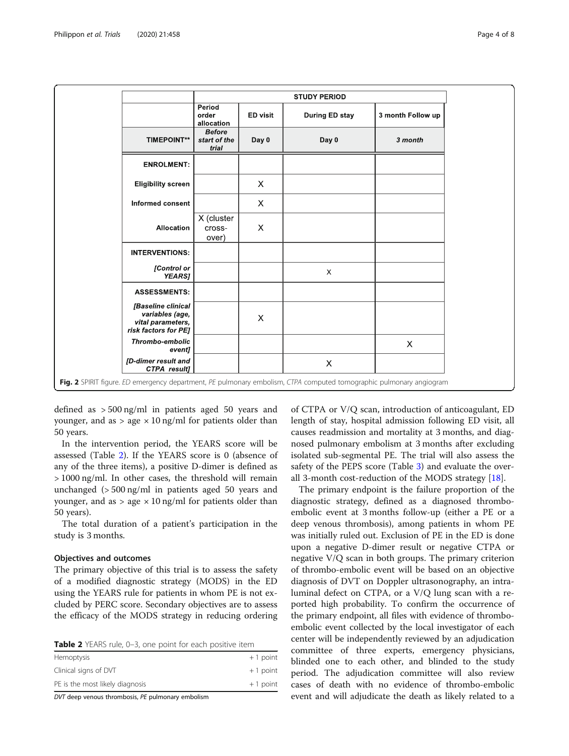| | STUDY PERIOD | | | |
|---|---|---|---|---|
| | Period order allocation | ED visit | During ED stay | 3 month Follow up |
| TIMEPOINT** | *Before start of the trial* | Day 0 | Day 0 | *3 month* |
| **ENROLMENT:** | | | | |
| Eligibility screen | | X | | |
| Informed consent | | X | | |
| Allocation | X (cluster cross-over) | X | | |
| **INTERVENTIONS:** | | | | |
| *[Control or YEARS]* | | | x | |
| **ASSESSMENTS:** | | | | |
| *[Baseline clinical variables (age, vital parameters, risk factors for PE]* | | X | | |
| *Thrombo-embolic event]* | | | | X |
| *[D-dimer result and CTPA result]* | | | X | |

**Fig. 2** SPIRIT figure. *ED* emergency department, *PE* pulmonary embolism, *CTPA* computed tomographic pulmonary angiogram

defined as > 500 ng/ml in patients aged 50 years and younger, and as > age × 10 ng/ml for patients older than 50 years.

In the intervention period, the YEARS score will be assessed (Table 2). If the YEARS score is 0 (absence of any of the three items), a positive D-dimer is defined as > 1000 ng/ml. In other cases, the threshold will remain unchanged (> 500 ng/ml in patients aged 50 years and younger, and as > age × 10 ng/ml for patients older than 50 years).

The total duration of a patient's participation in the study is 3 months.

### Objectives and outcomes

The primary objective of this trial is to assess the safety of a modified diagnostic strategy (MODS) in the ED using the YEARS rule for patients in whom PE is not excluded by PERC score. Secondary objectives are to assess the efficacy of the MODS strategy in reducing ordering of CTPA or V/Q scan, introduction of anticoagulant, ED length of stay, hospital admission following ED visit, all causes readmission and mortality at 3 months, and diagnosed pulmonary embolism at 3 months after excluding isolated sub-segmental PE. The trial will also assess the safety of the PEPS score (Table 3) and evaluate the overall 3-month cost-reduction of the MODS strategy [18].

**Table 2** YEARS rule, 0–3, one point for each positive item

| | |
|---|---|
| Hemoptysis | + 1 point |
| Clinical signs of DVT | + 1 point |
| PE is the most likely diagnosis | + 1 point |

*DVT* deep venous thrombosis, *PE* pulmonary embolism

The primary endpoint is the failure proportion of the diagnostic strategy, defined as a diagnosed thrombo-embolic event at 3 months follow-up (either a PE or a deep venous thrombosis), among patients in whom PE was initially ruled out. Exclusion of PE in the ED is done upon a negative D-dimer result or negative CTPA or negative V/Q scan in both groups. The primary criterion of thrombo-embolic event will be based on an objective diagnosis of DVT on Doppler ultrasonography, an intraluminal defect on CTPA, or a V/Q lung scan with a reported high probability. To confirm the occurrence of the primary endpoint, all files with evidence of thrombo-embolic event collected by the local investigator of each center will be independently reviewed by an adjudication committee of three experts, emergency physicians, blinded one to each other, and blinded to the study period. The adjudication committee will also review cases of death with no evidence of thrombo-embolic event and will adjudicate the death as likely related to a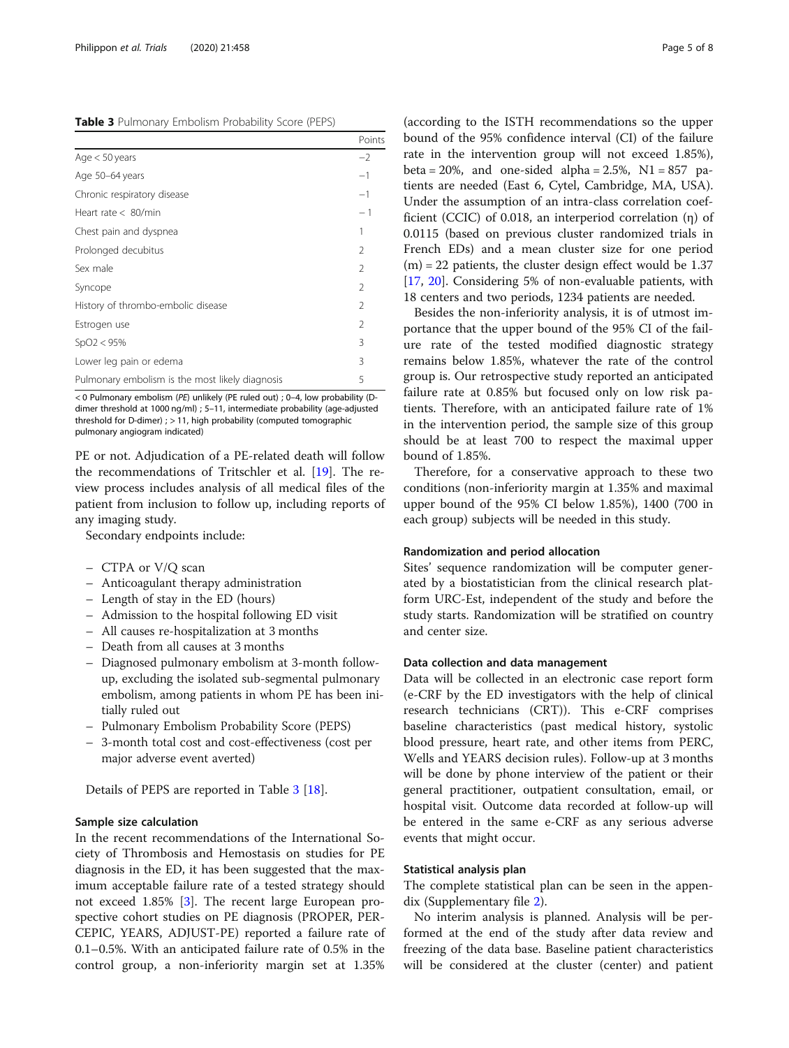**Table 3** Pulmonary Embolism Probability Score (PEPS)

| | Points |
|---|---|
| Age < 50 years | −2 |
| Age 50–64 years | −1 |
| Chronic respiratory disease | −1 |
| Heart rate < 80/min | − 1 |
| Chest pain and dyspnea | 1 |
| Prolonged decubitus | 2 |
| Sex male | 2 |
| Syncope | 2 |
| History of thrombo-embolic disease | 2 |
| Estrogen use | 2 |
| SpO2 < 95% | 3 |
| Lower leg pain or edema | 3 |
| Pulmonary embolism is the most likely diagnosis | 5 |

< 0 Pulmonary embolism (*PE*) unlikely (PE ruled out) ; 0–4, low probability (D-dimer threshold at 1000 ng/ml) ; 5–11, intermediate probability (age-adjusted threshold for D-dimer) ; > 11, high probability (computed tomographic pulmonary angiogram indicated)

PE or not. Adjudication of a PE-related death will follow the recommendations of Tritschler et al. [19]. The review process includes analysis of all medical files of the patient from inclusion to follow up, including reports of any imaging study.

Secondary endpoints include:

- CTPA or V/Q scan
- Anticoagulant therapy administration
- Length of stay in the ED (hours)
- Admission to the hospital following ED visit
- All causes re-hospitalization at 3 months
- Death from all causes at 3 months
- Diagnosed pulmonary embolism at 3-month follow-up, excluding the isolated sub-segmental pulmonary embolism, among patients in whom PE has been initially ruled out
- Pulmonary Embolism Probability Score (PEPS)
- 3-month total cost and cost-effectiveness (cost per major adverse event averted)

Details of PEPS are reported in Table 3 [18].

### Sample size calculation

In the recent recommendations of the International Society of Thrombosis and Hemostasis on studies for PE diagnosis in the ED, it has been suggested that the maximum acceptable failure rate of a tested strategy should not exceed 1.85% [3]. The recent large European prospective cohort studies on PE diagnosis (PROPER, PERCEPIC, YEARS, ADJUST-PE) reported a failure rate of 0.1–0.5%. With an anticipated failure rate of 0.5% in the control group, a non-inferiority margin set at 1.35% (according to the ISTH recommendations so the upper bound of the 95% confidence interval (CI) of the failure rate in the intervention group will not exceed 1.85%), beta = 20%, and one-sided alpha = 2.5%, N1 = 857 patients are needed (East 6, Cytel, Cambridge, MA, USA). Under the assumption of an intra-class correlation coefficient (CCIC) of 0.018, an interperiod correlation ($\eta$) of 0.0115 (based on previous cluster randomized trials in French EDs) and a mean cluster size for one period (m) = 22 patients, the cluster design effect would be 1.37 [17, 20]. Considering 5% of non-evaluable patients, with 18 centers and two periods, 1234 patients are needed.

Besides the non-inferiority analysis, it is of utmost importance that the upper bound of the 95% CI of the failure rate of the tested modified diagnostic strategy remains below 1.85%, whatever the rate of the control group is. Our retrospective study reported an anticipated failure rate at 0.85% but focused only on low risk patients. Therefore, with an anticipated failure rate of 1% in the intervention period, the sample size of this group should be at least 700 to respect the maximal upper bound of 1.85%.

Therefore, for a conservative approach to these two conditions (non-inferiority margin at 1.35% and maximal upper bound of the 95% CI below 1.85%), 1400 (700 in each group) subjects will be needed in this study.

### Randomization and period allocation

Sites' sequence randomization will be computer generated by a biostatistician from the clinical research platform URC-Est, independent of the study and before the study starts. Randomization will be stratified on country and center size.

### Data collection and data management

Data will be collected in an electronic case report form (e-CRF by the ED investigators with the help of clinical research technicians (CRT)). This e-CRF comprises baseline characteristics (past medical history, systolic blood pressure, heart rate, and other items from PERC, Wells and YEARS decision rules). Follow-up at 3 months will be done by phone interview of the patient or their general practitioner, outpatient consultation, email, or hospital visit. Outcome data recorded at follow-up will be entered in the same e-CRF as any serious adverse events that might occur.

### Statistical analysis plan

The complete statistical plan can be seen in the appendix (Supplementary file 2).

No interim analysis is planned. Analysis will be performed at the end of the study after data review and freezing of the data base. Baseline patient characteristics will be considered at the cluster (center) and patient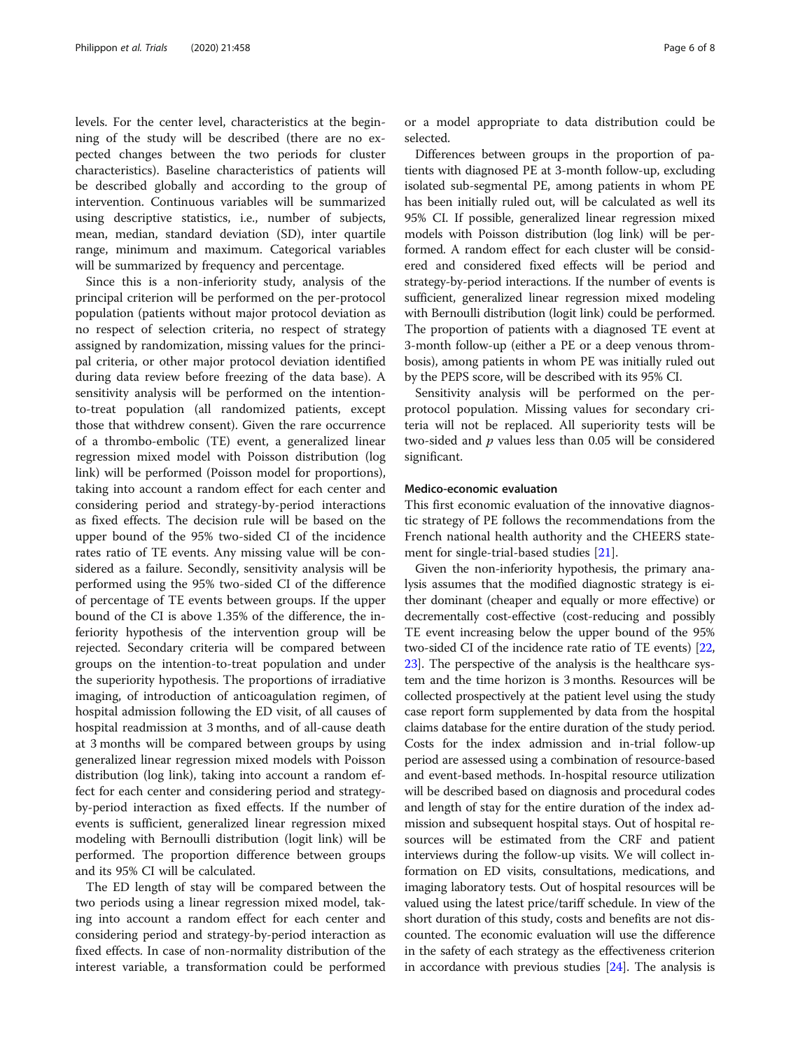levels. For the center level, characteristics at the beginning of the study will be described (there are no expected changes between the two periods for cluster characteristics). Baseline characteristics of patients will be described globally and according to the group of intervention. Continuous variables will be summarized using descriptive statistics, i.e., number of subjects, mean, median, standard deviation (SD), inter quartile range, minimum and maximum. Categorical variables will be summarized by frequency and percentage.

Since this is a non-inferiority study, analysis of the principal criterion will be performed on the per-protocol population (patients without major protocol deviation as no respect of selection criteria, no respect of strategy assigned by randomization, missing values for the principal criteria, or other major protocol deviation identified during data review before freezing of the data base). A sensitivity analysis will be performed on the intention-to-treat population (all randomized patients, except those that withdrew consent). Given the rare occurrence of a thrombo-embolic (TE) event, a generalized linear regression mixed model with Poisson distribution (log link) will be performed (Poisson model for proportions), taking into account a random effect for each center and considering period and strategy-by-period interactions as fixed effects. The decision rule will be based on the upper bound of the 95% two-sided CI of the incidence rates ratio of TE events. Any missing value will be considered as a failure. Secondly, sensitivity analysis will be performed using the 95% two-sided CI of the difference of percentage of TE events between groups. If the upper bound of the CI is above 1.35% of the difference, the inferiority hypothesis of the intervention group will be rejected. Secondary criteria will be compared between groups on the intention-to-treat population and under the superiority hypothesis. The proportions of irradiative imaging, of introduction of anticoagulation regimen, of hospital admission following the ED visit, of all causes of hospital readmission at 3 months, and of all-cause death at 3 months will be compared between groups by using generalized linear regression mixed models with Poisson distribution (log link), taking into account a random effect for each center and considering period and strategy-by-period interaction as fixed effects. If the number of events is sufficient, generalized linear regression mixed modeling with Bernoulli distribution (logit link) will be performed. The proportion difference between groups and its 95% CI will be calculated.

The ED length of stay will be compared between the two periods using a linear regression mixed model, taking into account a random effect for each center and considering period and strategy-by-period interaction as fixed effects. In case of non-normality distribution of the interest variable, a transformation could be performed or a model appropriate to data distribution could be selected.

Differences between groups in the proportion of patients with diagnosed PE at 3-month follow-up, excluding isolated sub-segmental PE, among patients in whom PE has been initially ruled out, will be calculated as well its 95% CI. If possible, generalized linear regression mixed models with Poisson distribution (log link) will be performed. A random effect for each cluster will be considered and considered fixed effects will be period and strategy-by-period interactions. If the number of events is sufficient, generalized linear regression mixed modeling with Bernoulli distribution (logit link) could be performed. The proportion of patients with a diagnosed TE event at 3-month follow-up (either a PE or a deep venous thrombosis), among patients in whom PE was initially ruled out by the PEPS score, will be described with its 95% CI.

Sensitivity analysis will be performed on the per-protocol population. Missing values for secondary criteria will not be replaced. All superiority tests will be two-sided and $p$ values less than 0.05 will be considered significant.

### Medico-economic evaluation

This first economic evaluation of the innovative diagnostic strategy of PE follows the recommendations from the French national health authority and the CHEERS statement for single-trial-based studies [21].

Given the non-inferiority hypothesis, the primary analysis assumes that the modified diagnostic strategy is either dominant (cheaper and equally or more effective) or decrementally cost-effective (cost-reducing and possibly TE event increasing below the upper bound of the 95% two-sided CI of the incidence rate ratio of TE events) [22, 23]. The perspective of the analysis is the healthcare system and the time horizon is 3 months. Resources will be collected prospectively at the patient level using the study case report form supplemented by data from the hospital claims database for the entire duration of the study period. Costs for the index admission and in-trial follow-up period are assessed using a combination of resource-based and event-based methods. In-hospital resource utilization will be described based on diagnosis and procedural codes and length of stay for the entire duration of the index admission and subsequent hospital stays. Out of hospital resources will be estimated from the CRF and patient interviews during the follow-up visits. We will collect information on ED visits, consultations, medications, and imaging laboratory tests. Out of hospital resources will be valued using the latest price/tariff schedule. In view of the short duration of this study, costs and benefits are not discounted. The economic evaluation will use the difference in the safety of each strategy as the effectiveness criterion in accordance with previous studies [24]. The analysis is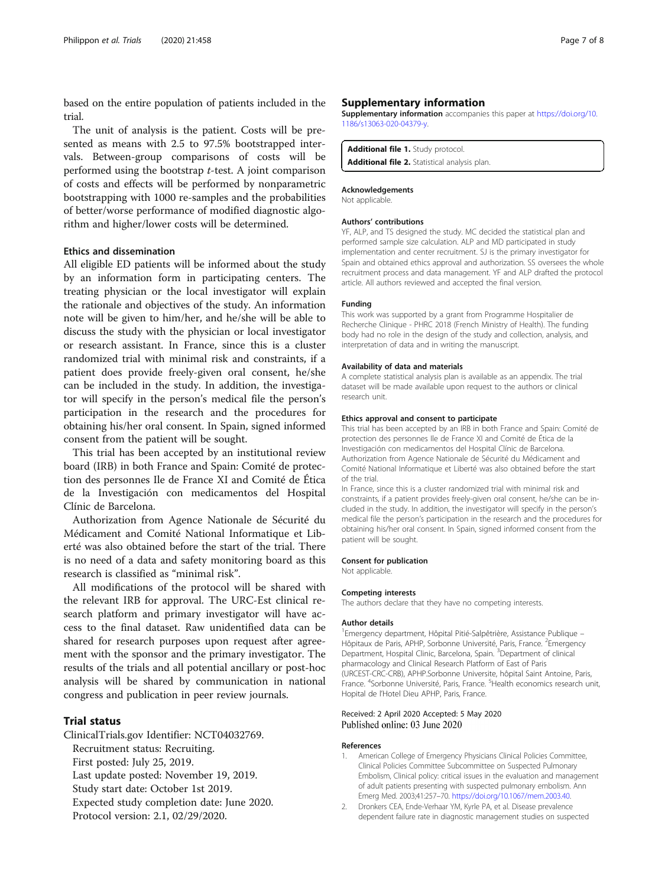based on the entire population of patients included in the trial.

The unit of analysis is the patient. Costs will be presented as means with 2.5 to 97.5% bootstrapped intervals. Between-group comparisons of costs will be performed using the bootstrap *t*-test. A joint comparison of costs and effects will be performed by nonparametric bootstrapping with 1000 re-samples and the probabilities of better/worse performance of modified diagnostic algorithm and higher/lower costs will be determined.

### Ethics and dissemination

All eligible ED patients will be informed about the study by an information form in participating centers. The treating physician or the local investigator will explain the rationale and objectives of the study. An information note will be given to him/her, and he/she will be able to discuss the study with the physician or local investigator or research assistant. In France, since this is a cluster randomized trial with minimal risk and constraints, if a patient does provide freely-given oral consent, he/she can be included in the study. In addition, the investigator will specify in the person's medical file the person's participation in the research and the procedures for obtaining his/her oral consent. In Spain, signed informed consent from the patient will be sought.

This trial has been accepted by an institutional review board (IRB) in both France and Spain: Comité de protection des personnes Ile de France XI and Comité de Ética de la Investigación con medicamentos del Hospital Clínic de Barcelona.

Authorization from Agence Nationale de Sécurité du Médicament and Comité National Informatique et Liberté was also obtained before the start of the trial. There is no need of a data and safety monitoring board as this research is classified as "minimal risk".

All modifications of the protocol will be shared with the relevant IRB for approval. The URC-Est clinical research platform and primary investigator will have access to the final dataset. Raw unidentified data can be shared for research purposes upon request after agreement with the sponsor and the primary investigator. The results of the trials and all potential ancillary or post-hoc analysis will be shared by communication in national congress and publication in peer review journals.

## Trial status

ClinicalTrials.gov Identifier: NCT04032769.
Recruitment status: Recruiting.
First posted: July 25, 2019.
Last update posted: November 19, 2019.
Study start date: October 1st 2019.
Expected study completion date: June 2020.
Protocol version: 2.1, 02/29/2020.

## Supplementary information

**Supplementary information** accompanies this paper at https://doi.org/10.1186/s13063-020-04379-y.

**Additional file 1.** Study protocol.
**Additional file 2.** Statistical analysis plan.

#### Acknowledgements

Not applicable.

#### Authors' contributions

YF, ALP, and TS designed the study. MC decided the statistical plan and performed sample size calculation. ALP and MD participated in study implementation and center recruitment. SJ is the primary investigator for Spain and obtained ethics approval and authorization. SS oversees the whole recruitment process and data management. YF and ALP drafted the protocol article. All authors reviewed and accepted the final version.

#### Funding

This work was supported by a grant from Programme Hospitalier de Recherche Clinique - PHRC 2018 (French Ministry of Health). The funding body had no role in the design of the study and collection, analysis, and interpretation of data and in writing the manuscript.

#### Availability of data and materials

A complete statistical analysis plan is available as an appendix. The trial dataset will be made available upon request to the authors or clinical research unit.

#### Ethics approval and consent to participate

This trial has been accepted by an IRB in both France and Spain: Comité de protection des personnes Ile de France XI and Comité de Ética de la Investigación con medicamentos del Hospital Clínic de Barcelona. Authorization from Agence Nationale de Sécurité du Médicament and Comité National Informatique et Liberté was also obtained before the start of the trial.

In France, since this is a cluster randomized trial with minimal risk and constraints, if a patient provides freely-given oral consent, he/she can be included in the study. In addition, the investigator will specify in the person's medical file the person's participation in the research and the procedures for obtaining his/her oral consent. In Spain, signed informed consent from the patient will be sought.

#### Consent for publication

Not applicable.

#### Competing interests

The authors declare that they have no competing interests.

#### Author details

[1]Emergency department, Hôpital Pitié-Salpêtrière, Assistance Publique – Hôpitaux de Paris, APHP, Sorbonne Université, Paris, France. [2]Emergency Department, Hospital Clinic, Barcelona, Spain. [3]Department of clinical pharmacology and Clinical Research Platform of East of Paris (URCEST-CRC-CRB), APHP.Sorbonne Universite, hôpital Saint Antoine, Paris, France. [4]Sorbonne Université, Paris, France. [5]Health economics research unit, Hopital de l'Hotel Dieu APHP, Paris, France.

Received: 2 April 2020 Accepted: 5 May 2020
Published online: 03 June 2020

#### References

1. American College of Emergency Physicians Clinical Policies Committee, Clinical Policies Committee Subcommittee on Suspected Pulmonary Embolism, Clinical policy: critical issues in the evaluation and management of adult patients presenting with suspected pulmonary embolism. Ann Emerg Med. 2003;41:257–70. https://doi.org/10.1067/mem.2003.40.
2. Dronkers CEA, Ende-Verhaar YM, Kyrle PA, et al. Disease prevalence dependent failure rate in diagnostic management studies on suspected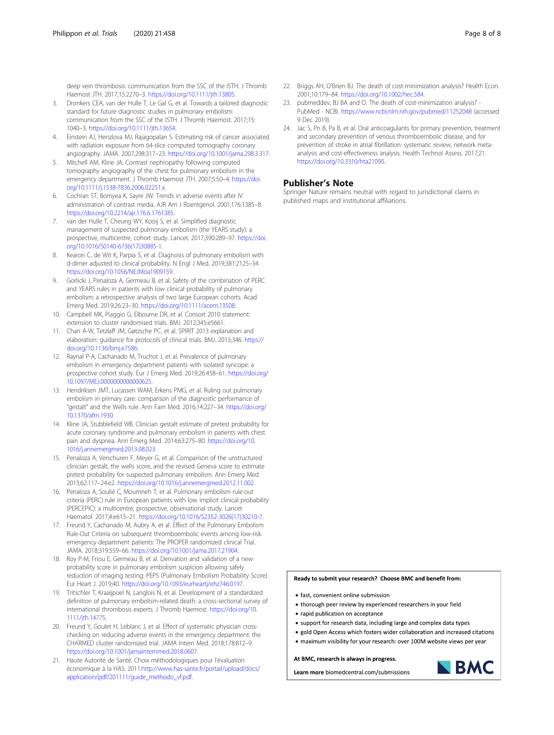deep vein thrombosis: communication from the SSC of the ISTH. J Thromb Haemost JTH. 2017;15:2270–3. https://doi.org/10.1111/jth.13805.

3. Dronkers CEA, van der Hulle T, Le Gal G, et al. Towards a tailored diagnostic standard for future diagnostic studies in pulmonary embolism: communication from the SSC of the ISTH. J Thromb Haemost. 2017;15: 1040–3. https://doi.org/10.1111/jth.13654.
4. Einstein AJ, Henzlova MJ, Rajagopalan S. Estimating risk of cancer associated with radiation exposure from 64-slice computed tomography coronary angiography. JAMA. 2007;298:317–23. https://doi.org/10.1001/jama.298.3.317.
5. Mitchell AM, Kline JA. Contrast nephropathy following computed tomography angiography of the chest for pulmonary embolism in the emergency department. J Thromb Haemost JTH. 2007;5:50–4. https://doi.org/10.1111/j.1538-7836.2006.02251.x.
6. Cochran ST, Bomyea K, Sayre JW. Trends in adverse events after IV administration of contrast media. AJR Am J Roentgenol. 2001;176:1385–8. https://doi.org/10.2214/ajr.176.6.1761385.
7. van der Hulle T, Cheung WY, Kooij S, et al. Simplified diagnostic management of suspected pulmonary embolism (the YEARS study): a prospective, multicentre, cohort study. Lancet. 2017;390:289–97. https://doi.org/10.1016/S0140-6736(17)30885-1.
8. Kearon C, de Wit K, Parpia S, et al. Diagnosis of pulmonary embolism with d-dimer adjusted to clinical probability. N Engl J Med. 2019;381:2125–34. https://doi.org/10.1056/NEJMoa1909159.
9. Gorlicki J, Penaloza A, Germeau B, et al. Safety of the combination of PERC and YEARS rules in patients with low clinical probability of pulmonary embolism: a retrospective analysis of two large European cohorts. Acad Emerg Med. 2019;26:23–30. https://doi.org/10.1111/acem.13508.
10. Campbell MK, Piaggio G, Elbourne DR, et al. Consort 2010 statement: extension to cluster randomised trials. BMJ. 2012;345:e5661.
11. Chan A-W, Tetzlaff JM, Gøtzsche PC, et al. SPIRIT 2013 explanation and elaboration: guidance for protocols of clinical trials. BMJ. 2013;346. https://doi.org/10.1136/bmj.e7586.
12. Raynal P-A, Cachanado M, Truchot J, et al. Prevalence of pulmonary embolism in emergency department patients with isolated syncope: a prospective cohort study. Eur J Emerg Med. 2019;26:458–61. https://doi.org/10.1097/MEJ.0000000000000625.
13. Hendriksen JMT, Lucassen WAM, Erkens PMG, et al. Ruling out pulmonary embolism in primary care: comparison of the diagnostic performance of "gestalt" and the Wells rule. Ann Fam Med. 2016;14:227–34. https://doi.org/10.1370/afm.1930.
14. Kline JA, Stubblefield WB. Clinician gestalt estimate of pretest probability for acute coronary syndrome and pulmonary embolism in patients with chest pain and dyspnea. Ann Emerg Med. 2014;63:275–80. https://doi.org/10.1016/j.annemergmed.2013.08.023.
15. Penaloza A, Verschuren F, Meyer G, et al. Comparison of the unstructured clinician gestalt, the wells score, and the revised Geneva score to estimate pretest probability for suspected pulmonary embolism. Ann Emerg Med. 2013;62:117–24.e2. https://doi.org/10.1016/j.annemergmed.2012.11.002.
16. Penaloza A, Soulié C, Moumneh T, et al. Pulmonary embolism rule-out criteria (PERC) rule in European patients with low implicit clinical probability (PERCEPIC): a multicentre, prospective, observational study. Lancet Haematol. 2017;4:e615–21. https://doi.org/10.1016/S2352-3026(17)30210-7.
17. Freund Y, Cachanado M, Aubry A, et al. Effect of the Pulmonary Embolism Rule-Out Criteria on subsequent thromboembolic events among low-risk emergency department patients: The PROPER randomized clinical Trial. JAMA. 2018;319:559–66. https://doi.org/10.1001/jama.2017.21904.
18. Roy P-M, Friou E, Germeau B, et al. Derivation and validation of a new probability score in pulmonary embolism suspicion allowing safely reduction of imaging testing: PEPS (Pulmonary Embolism Probability Score). Eur Heart J. 2019;40. https://doi.org/10.1093/eurheartj/ehz746.0197.
19. Tritschler T, Kraaijpoel N, Langlois N, et al. Development of a standardized definition of pulmonary embolism-related death: a cross-sectional survey of international thrombosis experts. J Thromb Haemost. https://doi.org/10.1111/jth.14775.
20. Freund Y, Goulet H, Leblanc J, et al. Effect of systematic physician cross-checking on reducing adverse events in the emergency department: the CHARMED cluster randomized trial. JAMA Intern Med. 2018;178:812–9. https://doi.org/10.1001/jamainternmed.2018.0607.
21. Haute Autorité de Santé. Choix méthodologiques pour l'évaluation économique à la HAS. 2011.http://www.has-sante.fr/portail/upload/docs/application/pdf/201111/guide_methodo_vf.pdf.
22. Briggs AH, O'Brien BJ. The death of cost-minimization analysis? Health Econ. 2001;10:179–84. https://doi.org/10.1002/hec.584.
23. pubmeddev, BJ BA and O. The death of cost-minimization analysis? - PubMed - NCBI. https://www.ncbi.nlm.nih.gov/pubmed/11252048 (accessed 9 Dec 2019).
24. Jac S, Pn B, Pa B, et al. Oral anticoagulants for primary prevention, treatment and secondary prevention of venous thromboembolic disease, and for prevention of stroke in atrial fibrillation: systematic review, network meta-analysis and cost-effectiveness analysis. Health Technol Assess. 2017;21. https://doi.org/10.3310/hta21090.

## Publisher's Note

Springer Nature remains neutral with regard to jurisdictional claims in published maps and institutional affiliations.

**Ready to submit your research? Choose BMC and benefit from:**

- fast, convenient online submission
- thorough peer review by experienced researchers in your field
- rapid publication on acceptance
- support for research data, including large and complex data types
- gold Open Access which fosters wider collaboration and increased citations
- maximum visibility for your research: over 100M website views per year

**At BMC, research is always in progress.**

**Learn more** biomedcentral.com/submissions

BMC